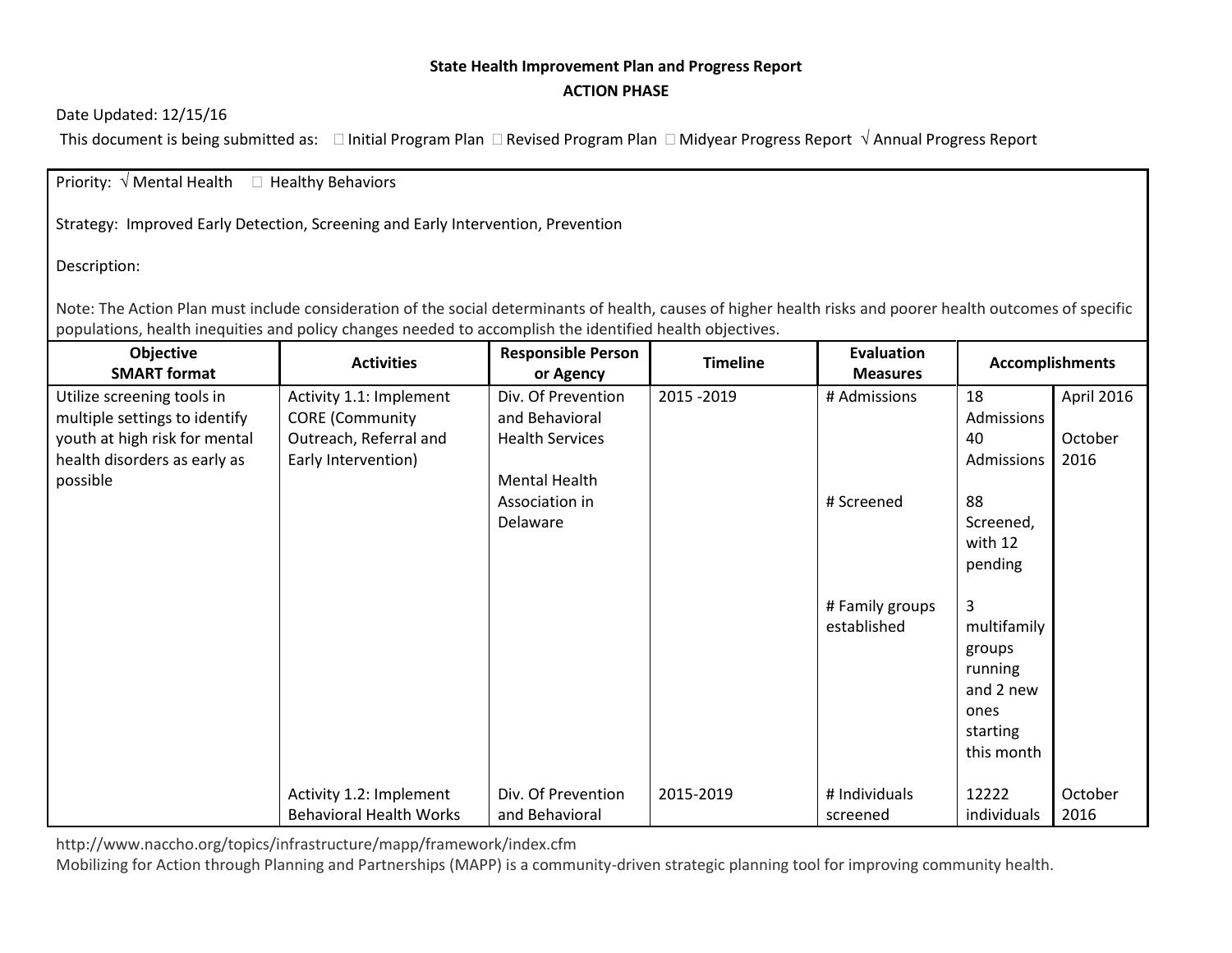**State Health Improvement Plan and Progress Report**

**ACTION PHASE**

Date Updated: 12/15/16

This document is being submitted as: ☐ Initial Program Plan ☐ Revised Program Plan ☐ Midyear Progress Report √ Annual Progress Report

Priority: √ Mental Health ☐ Healthy Behaviors

Strategy: Improved Early Detection, Screening and Early Intervention, Prevention

Description:

Note: The Action Plan must include consideration of the social determinants of health, causes of higher health risks and poorer health outcomes of specific populations, health inequities and policy changes needed to accomplish the identified health objectives.

| Objective SMART format | Activities | Responsible Person or Agency | Timeline | Evaluation Measures | Accomplishments | |
|---|---|---|---|---|---|---|
| Utilize screening tools in multiple settings to identify youth at high risk for mental health disorders as early as possible | Activity 1.1: Implement CORE (Community Outreach, Referral and Early Intervention) | Div. Of Prevention and Behavioral Health Services<br><br>Mental Health Association in Delaware | 2015 -2019 | # Admissions | 18 Admissions<br>40 Admissions | April 2016<br>October 2016 |
| | | | | # Screened | 88 Screened, with 12 pending | |
| | | | | # Family groups established | 3 multifamily groups running and 2 new ones starting this month | |
| | Activity 1.2: Implement Behavioral Health Works | Div. Of Prevention and Behavioral | 2015-2019 | # Individuals screened | 12222 individuals | October 2016 |

http://www.naccho.org/topics/infrastructure/mapp/framework/index.cfm

Mobilizing for Action through Planning and Partnerships (MAPP) is a community-driven strategic planning tool for improving community health.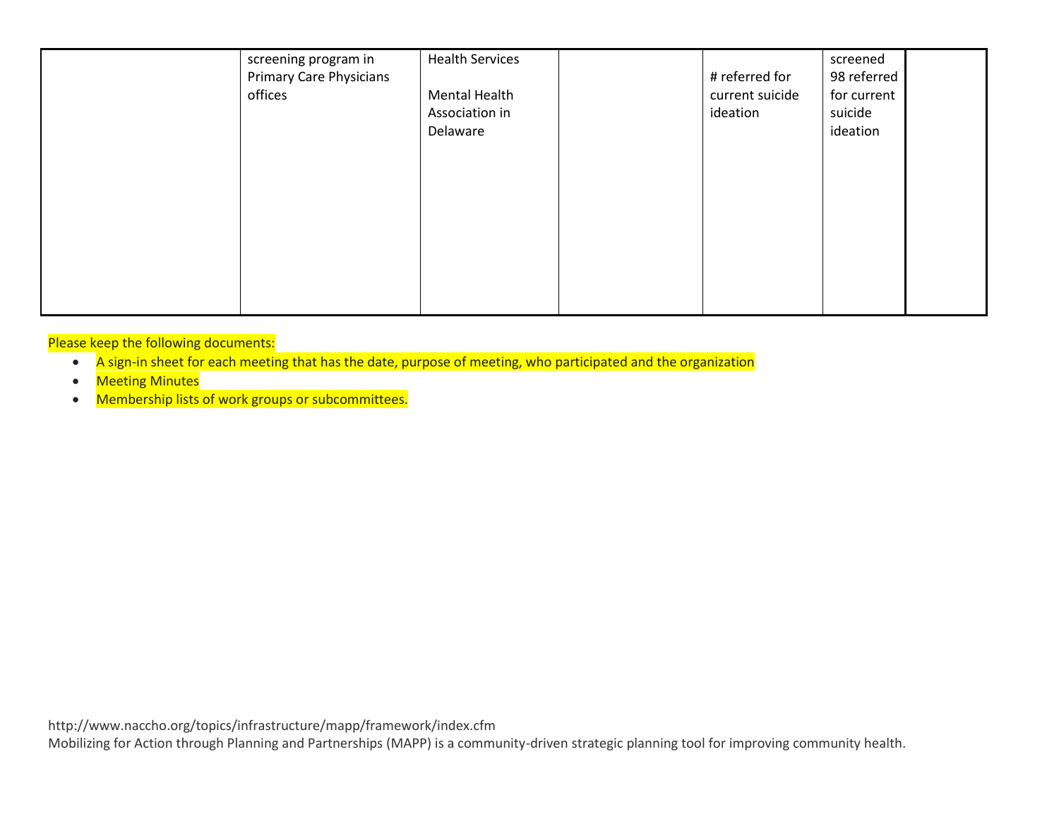| | | | | | | |
|---|---|---|---|---|---|---|
| | screening program in Primary Care Physicians offices | Health Services<br><br>Mental Health Association in Delaware | | # referred for current suicide ideation | screened 98 referred for current suicide ideation | |

Please keep the following documents:

- A sign-in sheet for each meeting that has the date, purpose of meeting, who participated and the organization
- Meeting Minutes
- Membership lists of work groups or subcommittees.

http://www.naccho.org/topics/infrastructure/mapp/framework/index.cfm
Mobilizing for Action through Planning and Partnerships (MAPP) is a community-driven strategic planning tool for improving community health.